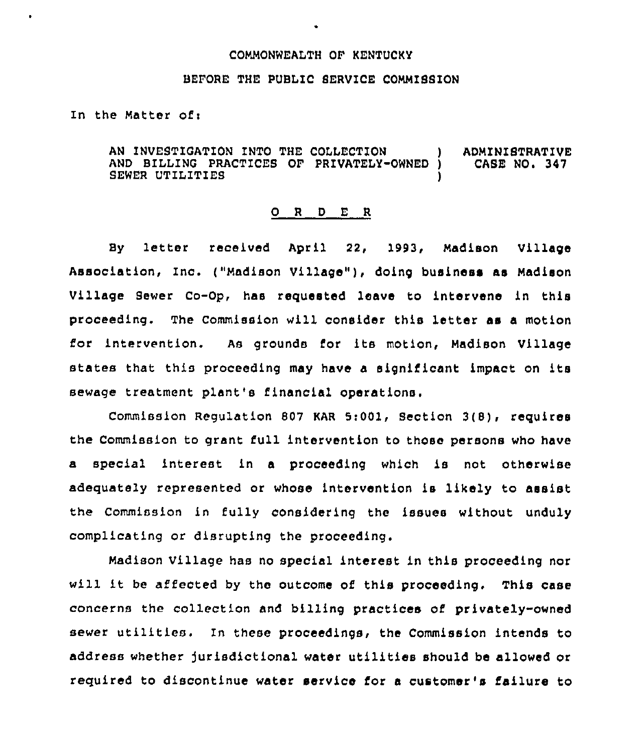COMMONWEALTH OF KENTUCKY

BEFORE THE PUBLIC SERVICE COMMISSION

In the Matter of:

AN INVESTIGATION INTO THE COLLECTION AND BILLING PRACTICES OF PRIVATELY-OWNED SEWER UTILITIES ) ADMINISTRATIVE CASE NO. 347

## O R D E R

By letter received April 22, 1993, Madison Village Association, Inc. ("Madison Village"), doing business as Madison Village Sewer Co-Op, has requested leave to intervene in this proceeding. The Commission will consider this letter as a motion for intervention. As grounds for its motion, Madison Village states that this proceeding may have a significant impact on its sewage treatment plant's financial operations.

Commission Regulation 807 KAR 5:001, Section 3(8), requires the Commission to grant full intervention to those persons who have a special interest in a proceeding which is not otherwise adequately represented or whose intervention is likely to assist the Commission in fully considering the issues without unduly complicating or disrupting the proceeding.

Madison Village has no special interest in this proceeding nor will it be affected by the outcome of this proceeding. This case concerns the collection and billing practices of privately-owned sewer utilities. In these proceedings, the Commission intends to address whether jurisdictional water utilities should be allowed or required to discontinue water service for a customer's failure to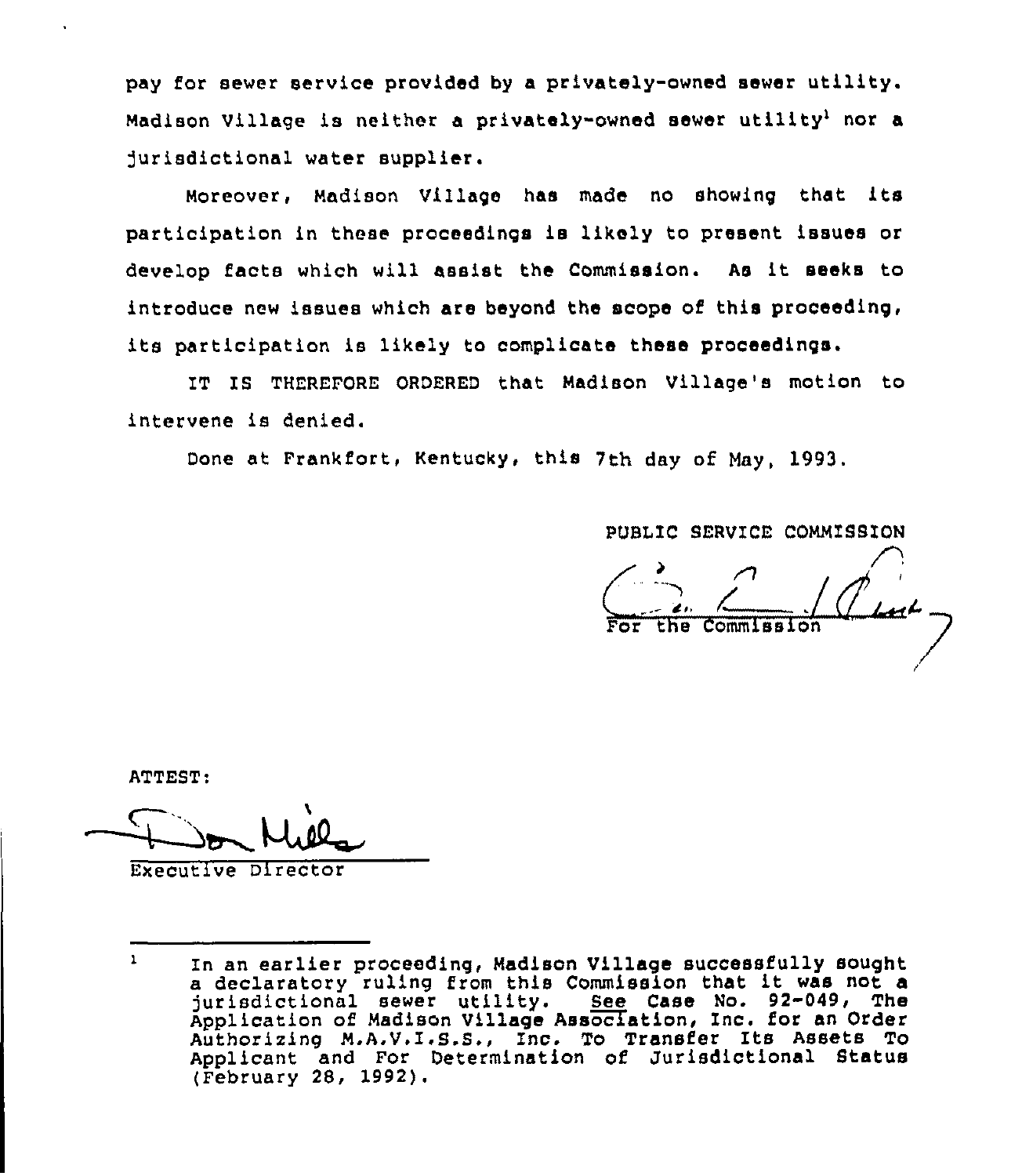pay for sewer service provided by a privately-owned sewer utility. Madison Village is neither a privately-owned sewer utility[1] nor a jurisdictional water supplier.

Moreover, Madison Village has made no showing that its participation in these proceedings is likely to present issues or develop facts which will assist the Commission. As it seeks to introduce new issues which are beyond the scope of this proceeding, its participation is likely to complicate these proceedings.

IT IS THEREFORE ORDERED that Madison Village's motion to intervene is denied.

Done at Frankfort, Kentucky, this 7th day of May, 1993.

PUBLIC SERVICE COMMISSION

For the Commission

ATTEST:

Executive Director

---

[1] In an earlier proceeding, Madison Village successfully sought a declaratory ruling from this Commission that it was not a jurisdictional sewer utility. See Case No. 92-049, The Application of Madison Village Association, Inc. for an Order Authorizing M.A.V.I.S.S., Inc. To Transfer Its Assets To Applicant and For Determination of Jurisdictional Status (February 28, 1992).